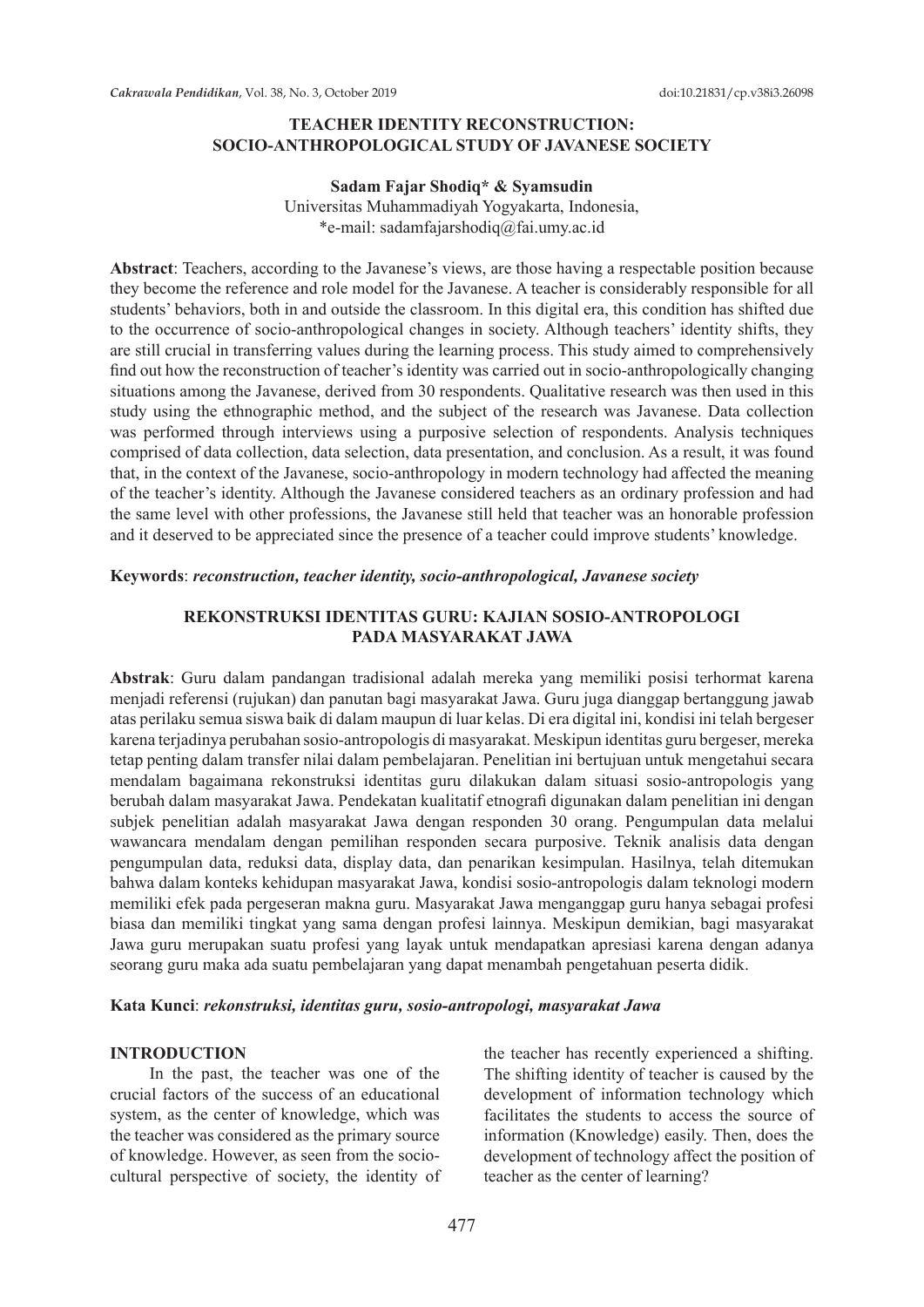# TEACHER IDENTITY RECONSTRUCTION: SOCIO-ANTHROPOLOGICAL STUDY OF JAVANESE SOCIETY

**Sadam Fajar Shodiq* & Syamsudin**
Universitas Muhammadiyah Yogyakarta, Indonesia,
*e-mail: sadamfajarshodiq@fai.umy.ac.id

**Abstract**: Teachers, according to the Javanese's views, are those having a respectable position because they become the reference and role model for the Javanese. A teacher is considerably responsible for all students' behaviors, both in and outside the classroom. In this digital era, this condition has shifted due to the occurrence of socio-anthropological changes in society. Although teachers' identity shifts, they are still crucial in transferring values during the learning process. This study aimed to comprehensively find out how the reconstruction of teacher's identity was carried out in socio-anthropologically changing situations among the Javanese, derived from 30 respondents. Qualitative research was then used in this study using the ethnographic method, and the subject of the research was Javanese. Data collection was performed through interviews using a purposive selection of respondents. Analysis techniques comprised of data collection, data selection, data presentation, and conclusion. As a result, it was found that, in the context of the Javanese, socio-anthropology in modern technology had affected the meaning of the teacher's identity. Although the Javanese considered teachers as an ordinary profession and had the same level with other professions, the Javanese still held that teacher was an honorable profession and it deserved to be appreciated since the presence of a teacher could improve students' knowledge.

**Keywords**: ***reconstruction, teacher identity, socio-anthropological, Javanese society***

# REKONSTRUKSI IDENTITAS GURU: KAJIAN SOSIO-ANTROPOLOGI PADA MASYARAKAT JAWA

**Abstrak**: Guru dalam pandangan tradisional adalah mereka yang memiliki posisi terhormat karena menjadi referensi (rujukan) dan panutan bagi masyarakat Jawa. Guru juga dianggap bertanggung jawab atas perilaku semua siswa baik di dalam maupun di luar kelas. Di era digital ini, kondisi ini telah bergeser karena terjadinya perubahan sosio-antropologis di masyarakat. Meskipun identitas guru bergeser, mereka tetap penting dalam transfer nilai dalam pembelajaran. Penelitian ini bertujuan untuk mengetahui secara mendalam bagaimana rekonstruksi identitas guru dilakukan dalam situasi sosio-antropologis yang berubah dalam masyarakat Jawa. Pendekatan kualitatif etnografi digunakan dalam penelitian ini dengan subjek penelitian adalah masyarakat Jawa dengan responden 30 orang. Pengumpulan data melalui wawancara mendalam dengan pemilihan responden secara purposive. Teknik analisis data dengan pengumpulan data, reduksi data, display data, dan penarikan kesimpulan. Hasilnya, telah ditemukan bahwa dalam konteks kehidupan masyarakat Jawa, kondisi sosio-antropologis dalam teknologi modern memiliki efek pada pergeseran makna guru. Masyarakat Jawa menganggap guru hanya sebagai profesi biasa dan memiliki tingkat yang sama dengan profesi lainnya. Meskipun demikian, bagi masyarakat Jawa guru merupakan suatu profesi yang layak untuk mendapatkan apresiasi karena dengan adanya seorang guru maka ada suatu pembelajaran yang dapat menambah pengetahuan peserta didik.

**Kata Kunci**: ***rekonstruksi, identitas guru, sosio-antropologi, masyarakat Jawa***

## INTRODUCTION

In the past, the teacher was one of the crucial factors of the success of an educational system, as the center of knowledge, which was the teacher was considered as the primary source of knowledge. However, as seen from the socio-cultural perspective of society, the identity of the teacher has recently experienced a shifting. The shifting identity of teacher is caused by the development of information technology which facilitates the students to access the source of information (Knowledge) easily. Then, does the development of technology affect the position of teacher as the center of learning?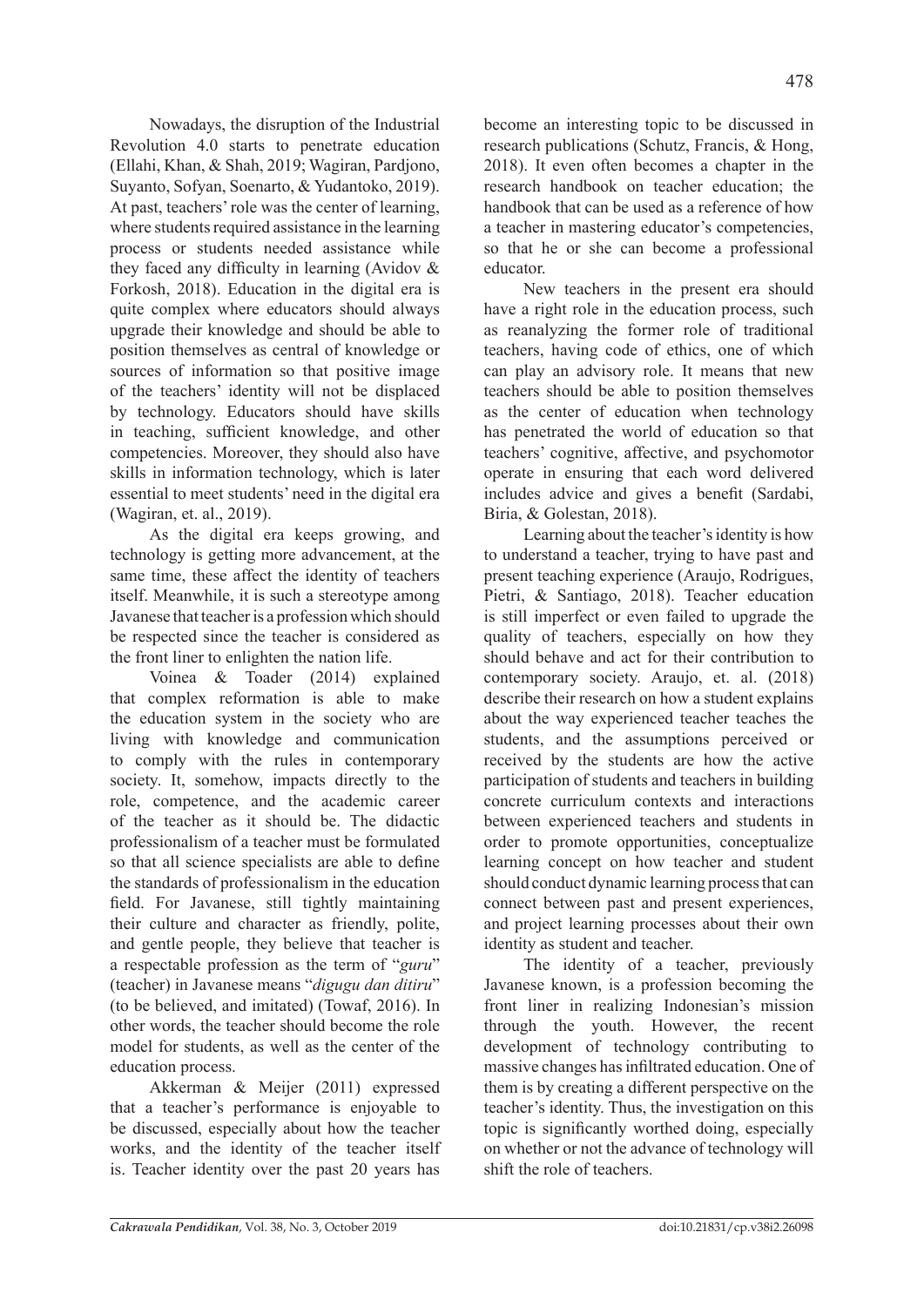Nowadays, the disruption of the Industrial Revolution 4.0 starts to penetrate education (Ellahi, Khan, & Shah, 2019; Wagiran, Pardjono, Suyanto, Sofyan, Soenarto, & Yudantoko, 2019). At past, teachers' role was the center of learning, where students required assistance in the learning process or students needed assistance while they faced any difficulty in learning (Avidov & Forkosh, 2018). Education in the digital era is quite complex where educators should always upgrade their knowledge and should be able to position themselves as central of knowledge or sources of information so that positive image of the teachers' identity will not be displaced by technology. Educators should have skills in teaching, sufficient knowledge, and other competencies. Moreover, they should also have skills in information technology, which is later essential to meet students' need in the digital era (Wagiran, et. al., 2019).

As the digital era keeps growing, and technology is getting more advancement, at the same time, these affect the identity of teachers itself. Meanwhile, it is such a stereotype among Javanese that teacher is a profession which should be respected since the teacher is considered as the front liner to enlighten the nation life.

Voinea & Toader (2014) explained that complex reformation is able to make the education system in the society who are living with knowledge and communication to comply with the rules in contemporary society. It, somehow, impacts directly to the role, competence, and the academic career of the teacher as it should be. The didactic professionalism of a teacher must be formulated so that all science specialists are able to define the standards of professionalism in the education field. For Javanese, still tightly maintaining their culture and character as friendly, polite, and gentle people, they believe that teacher is a respectable profession as the term of "*guru*" (teacher) in Javanese means "*digugu dan ditiru*" (to be believed, and imitated) (Towaf, 2016). In other words, the teacher should become the role model for students, as well as the center of the education process.

Akkerman & Meijer (2011) expressed that a teacher's performance is enjoyable to be discussed, especially about how the teacher works, and the identity of the teacher itself is. Teacher identity over the past 20 years has become an interesting topic to be discussed in research publications (Schutz, Francis, & Hong, 2018). It even often becomes a chapter in the research handbook on teacher education; the handbook that can be used as a reference of how a teacher in mastering educator's competencies, so that he or she can become a professional educator.

New teachers in the present era should have a right role in the education process, such as reanalyzing the former role of traditional teachers, having code of ethics, one of which can play an advisory role. It means that new teachers should be able to position themselves as the center of education when technology has penetrated the world of education so that teachers' cognitive, affective, and psychomotor operate in ensuring that each word delivered includes advice and gives a benefit (Sardabi, Biria, & Golestan, 2018).

Learning about the teacher's identity is how to understand a teacher, trying to have past and present teaching experience (Araujo, Rodrigues, Pietri, & Santiago, 2018). Teacher education is still imperfect or even failed to upgrade the quality of teachers, especially on how they should behave and act for their contribution to contemporary society. Araujo, et. al. (2018) describe their research on how a student explains about the way experienced teacher teaches the students, and the assumptions perceived or received by the students are how the active participation of students and teachers in building concrete curriculum contexts and interactions between experienced teachers and students in order to promote opportunities, conceptualize learning concept on how teacher and student should conduct dynamic learning process that can connect between past and present experiences, and project learning processes about their own identity as student and teacher.

The identity of a teacher, previously Javanese known, is a profession becoming the front liner in realizing Indonesian's mission through the youth. However, the recent development of technology contributing to massive changes has infiltrated education. One of them is by creating a different perspective on the teacher's identity. Thus, the investigation on this topic is significantly worthed doing, especially on whether or not the advance of technology will shift the role of teachers.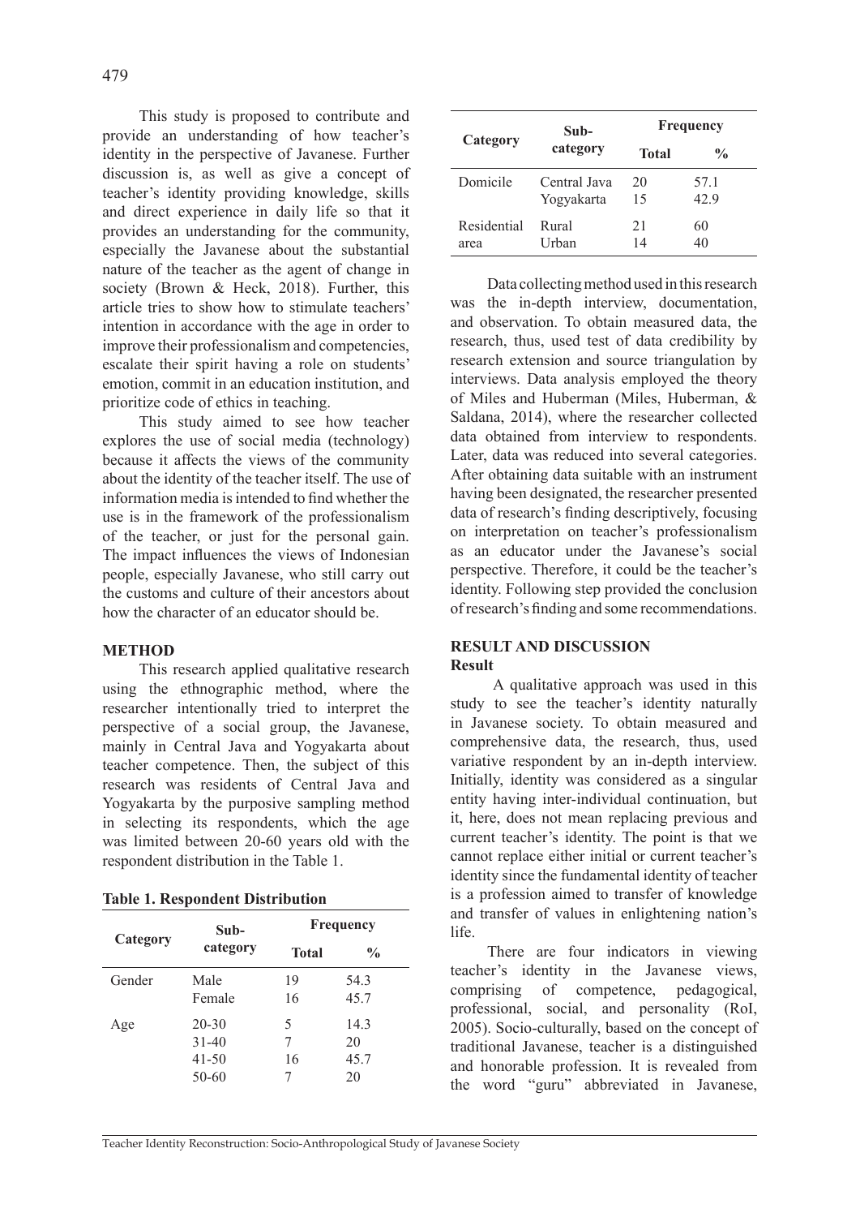This study is proposed to contribute and provide an understanding of how teacher's identity in the perspective of Javanese. Further discussion is, as well as give a concept of teacher's identity providing knowledge, skills and direct experience in daily life so that it provides an understanding for the community, especially the Javanese about the substantial nature of the teacher as the agent of change in society (Brown & Heck, 2018). Further, this article tries to show how to stimulate teachers' intention in accordance with the age in order to improve their professionalism and competencies, escalate their spirit having a role on students' emotion, commit in an education institution, and prioritize code of ethics in teaching.

This study aimed to see how teacher explores the use of social media (technology) because it affects the views of the community about the identity of the teacher itself. The use of information media is intended to find whether the use is in the framework of the professionalism of the teacher, or just for the personal gain. The impact influences the views of Indonesian people, especially Javanese, who still carry out the customs and culture of their ancestors about how the character of an educator should be.

## METHOD

This research applied qualitative research using the ethnographic method, where the researcher intentionally tried to interpret the perspective of a social group, the Javanese, mainly in Central Java and Yogyakarta about teacher competence. Then, the subject of this research was residents of Central Java and Yogyakarta by the purposive sampling method in selecting its respondents, which the age was limited between 20-60 years old with the respondent distribution in the Table 1.

**Table 1. Respondent Distribution**

| Category | Sub-category | Frequency | |
|---|---|---|---|
| | | Total | % |
| Gender | Male | 19 | 54.3 |
| | Female | 16 | 45.7 |
| Age | 20-30 | 5 | 14.3 |
| | 31-40 | 7 | 20 |
| | 41-50 | 16 | 45.7 |
| | 50-60 | 7 | 20 |
| Domicile | Central Java | 20 | 57.1 |
| | Yogyakarta | 15 | 42.9 |
| Residential area | Rural | 21 | 60 |
| | Urban | 14 | 40 |

Data collecting method used in this research was the in-depth interview, documentation, and observation. To obtain measured data, the research, thus, used test of data credibility by research extension and source triangulation by interviews. Data analysis employed the theory of Miles and Huberman (Miles, Huberman, & Saldana, 2014), where the researcher collected data obtained from interview to respondents. Later, data was reduced into several categories. After obtaining data suitable with an instrument having been designated, the researcher presented data of research's finding descriptively, focusing on interpretation on teacher's professionalism as an educator under the Javanese's social perspective. Therefore, it could be the teacher's identity. Following step provided the conclusion of research's finding and some recommendations.

## RESULT AND DISCUSSION

### Result

A qualitative approach was used in this study to see the teacher's identity naturally in Javanese society. To obtain measured and comprehensive data, the research, thus, used variative respondent by an in-depth interview. Initially, identity was considered as a singular entity having inter-individual continuation, but it, here, does not mean replacing previous and current teacher's identity. The point is that we cannot replace either initial or current teacher's identity since the fundamental identity of teacher is a profession aimed to transfer of knowledge and transfer of values in enlightening nation's life.

There are four indicators in viewing teacher's identity in the Javanese views, comprising of competence, pedagogical, professional, social, and personality (RoI, 2005). Socio-culturally, based on the concept of traditional Javanese, teacher is a distinguished and honorable profession. It is revealed from the word "guru" abbreviated in Javanese,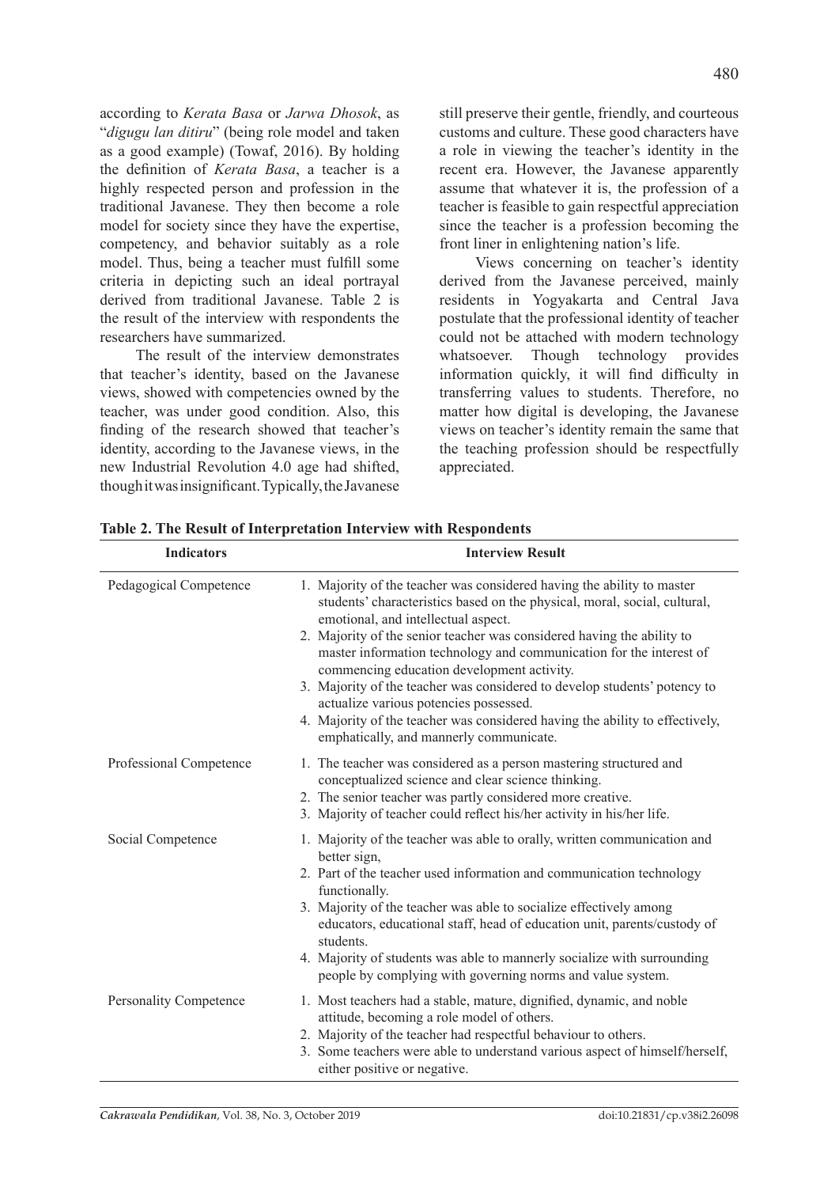according to *Kerata Basa* or *Jarwa Dhosok*, as "*digugu lan ditiru*" (being role model and taken as a good example) (Towaf, 2016). By holding the definition of *Kerata Basa*, a teacher is a highly respected person and profession in the traditional Javanese. They then become a role model for society since they have the expertise, competency, and behavior suitably as a role model. Thus, being a teacher must fulfill some criteria in depicting such an ideal portrayal derived from traditional Javanese. Table 2 is the result of the interview with respondents the researchers have summarized.

The result of the interview demonstrates that teacher's identity, based on the Javanese views, showed with competencies owned by the teacher, was under good condition. Also, this finding of the research showed that teacher's identity, according to the Javanese views, in the new Industrial Revolution 4.0 age had shifted, though it was insignificant. Typically, the Javanese still preserve their gentle, friendly, and courteous customs and culture. These good characters have a role in viewing the teacher's identity in the recent era. However, the Javanese apparently assume that whatever it is, the profession of a teacher is feasible to gain respectful appreciation since the teacher is a profession becoming the front liner in enlightening nation's life.

Views concerning on teacher's identity derived from the Javanese perceived, mainly residents in Yogyakarta and Central Java postulate that the professional identity of teacher could not be attached with modern technology whatsoever. Though technology provides information quickly, it will find difficulty in transferring values to students. Therefore, no matter how digital is developing, the Javanese views on teacher's identity remain the same that the teaching profession should be respectfully appreciated.

**Table 2. The Result of Interpretation Interview with Respondents**

| Indicators | Interview Result |
|---|---|
| Pedagogical Competence | 1. Majority of the teacher was considered having the ability to master students' characteristics based on the physical, moral, social, cultural, emotional, and intellectual aspect.<br>2. Majority of the senior teacher was considered having the ability to master information technology and communication for the interest of commencing education development activity.<br>3. Majority of the teacher was considered to develop students' potency to actualize various potencies possessed.<br>4. Majority of the teacher was considered having the ability to effectively, emphatically, and mannerly communicate. |
| Professional Competence | 1. The teacher was considered as a person mastering structured and conceptualized science and clear science thinking.<br>2. The senior teacher was partly considered more creative.<br>3. Majority of teacher could reflect his/her activity in his/her life. |
| Social Competence | 1. Majority of the teacher was able to orally, written communication and better sign,<br>2. Part of the teacher used information and communication technology functionally.<br>3. Majority of the teacher was able to socialize effectively among educators, educational staff, head of education unit, parents/custody of students.<br>4. Majority of students was able to mannerly socialize with surrounding people by complying with governing norms and value system. |
| Personality Competence | 1. Most teachers had a stable, mature, dignified, dynamic, and noble attitude, becoming a role model of others.<br>2. Majority of the teacher had respectful behaviour to others.<br>3. Some teachers were able to understand various aspect of himself/herself, either positive or negative. |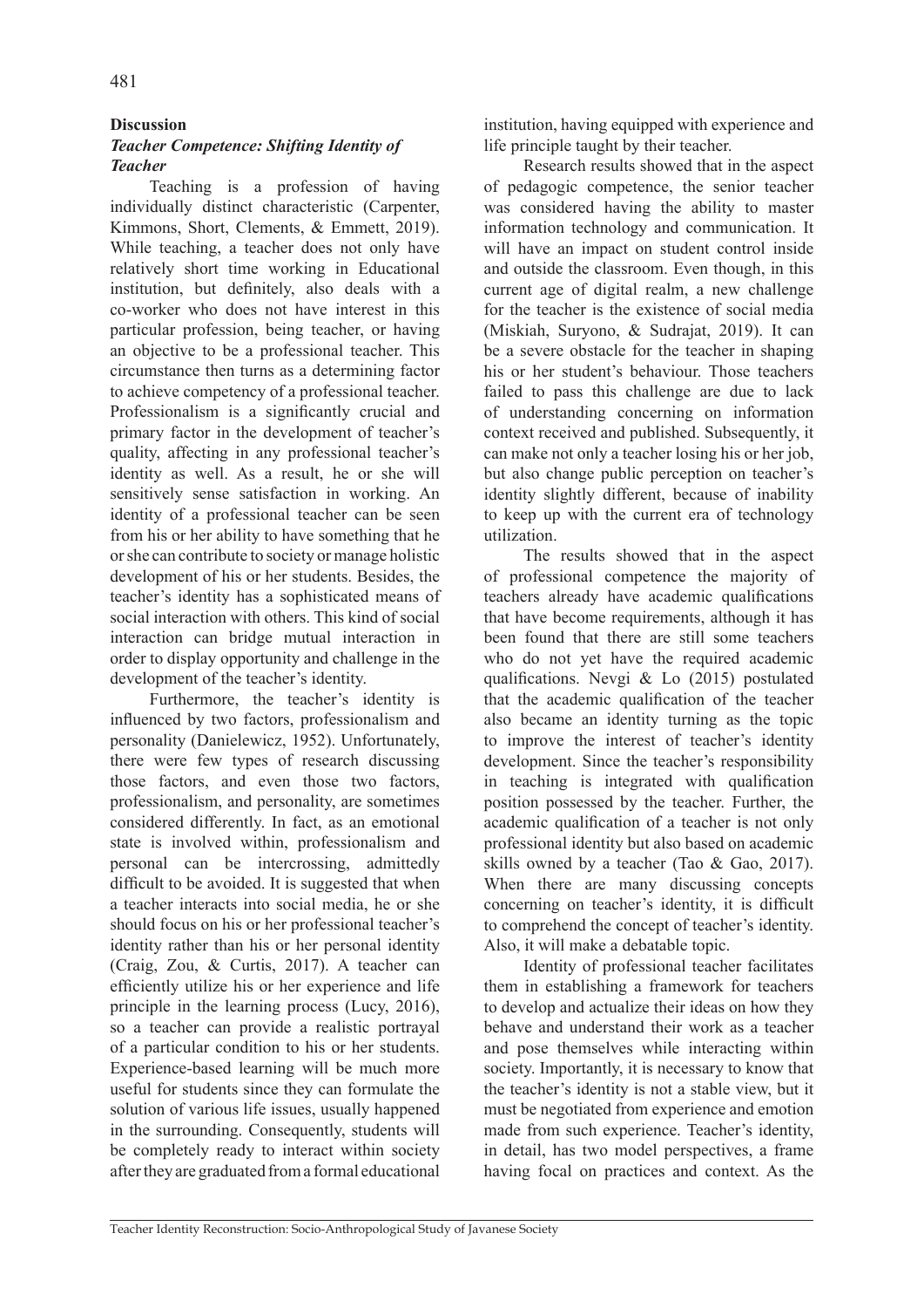## Discussion

### *Teacher Competence: Shifting Identity of Teacher*

Teaching is a profession of having individually distinct characteristic (Carpenter, Kimmons, Short, Clements, & Emmett, 2019). While teaching, a teacher does not only have relatively short time working in Educational institution, but definitely, also deals with a co-worker who does not have interest in this particular profession, being teacher, or having an objective to be a professional teacher. This circumstance then turns as a determining factor to achieve competency of a professional teacher. Professionalism is a significantly crucial and primary factor in the development of teacher's quality, affecting in any professional teacher's identity as well. As a result, he or she will sensitively sense satisfaction in working. An identity of a professional teacher can be seen from his or her ability to have something that he or she can contribute to society or manage holistic development of his or her students. Besides, the teacher's identity has a sophisticated means of social interaction with others. This kind of social interaction can bridge mutual interaction in order to display opportunity and challenge in the development of the teacher's identity.

Furthermore, the teacher's identity is influenced by two factors, professionalism and personality (Danielewicz, 1952). Unfortunately, there were few types of research discussing those factors, and even those two factors, professionalism, and personality, are sometimes considered differently. In fact, as an emotional state is involved within, professionalism and personal can be intercrossing, admittedly difficult to be avoided. It is suggested that when a teacher interacts into social media, he or she should focus on his or her professional teacher's identity rather than his or her personal identity (Craig, Zou, & Curtis, 2017). A teacher can efficiently utilize his or her experience and life principle in the learning process (Lucy, 2016), so a teacher can provide a realistic portrayal of a particular condition to his or her students. Experience-based learning will be much more useful for students since they can formulate the solution of various life issues, usually happened in the surrounding. Consequently, students will be completely ready to interact within society after they are graduated from a formal educational institution, having equipped with experience and life principle taught by their teacher.

Research results showed that in the aspect of pedagogic competence, the senior teacher was considered having the ability to master information technology and communication. It will have an impact on student control inside and outside the classroom. Even though, in this current age of digital realm, a new challenge for the teacher is the existence of social media (Miskiah, Suryono, & Sudrajat, 2019). It can be a severe obstacle for the teacher in shaping his or her student's behaviour. Those teachers failed to pass this challenge are due to lack of understanding concerning on information context received and published. Subsequently, it can make not only a teacher losing his or her job, but also change public perception on teacher's identity slightly different, because of inability to keep up with the current era of technology utilization.

The results showed that in the aspect of professional competence the majority of teachers already have academic qualifications that have become requirements, although it has been found that there are still some teachers who do not yet have the required academic qualifications. Nevgi & Lo (2015) postulated that the academic qualification of the teacher also became an identity turning as the topic to improve the interest of teacher's identity development. Since the teacher's responsibility in teaching is integrated with qualification position possessed by the teacher. Further, the academic qualification of a teacher is not only professional identity but also based on academic skills owned by a teacher (Tao & Gao, 2017). When there are many discussing concepts concerning on teacher's identity, it is difficult to comprehend the concept of teacher's identity. Also, it will make a debatable topic.

Identity of professional teacher facilitates them in establishing a framework for teachers to develop and actualize their ideas on how they behave and understand their work as a teacher and pose themselves while interacting within society. Importantly, it is necessary to know that the teacher's identity is not a stable view, but it must be negotiated from experience and emotion made from such experience. Teacher's identity, in detail, has two model perspectives, a frame having focal on practices and context. As the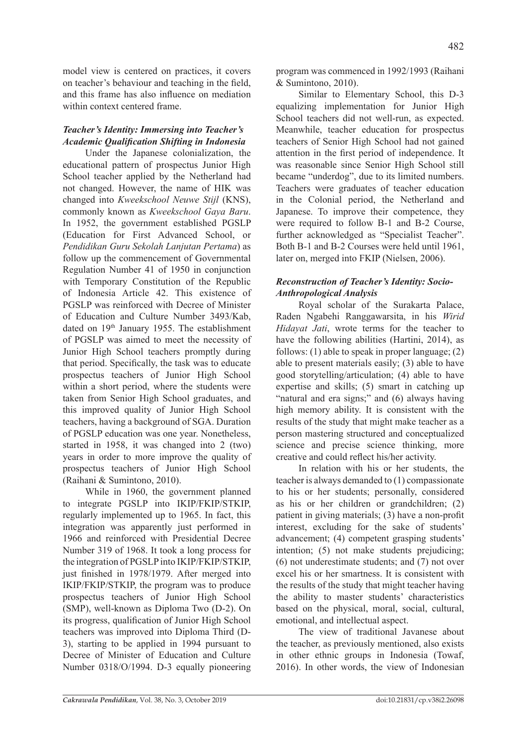model view is centered on practices, it covers on teacher's behaviour and teaching in the field, and this frame has also influence on mediation within context centered frame.

### *Teacher's Identity: Immersing into Teacher's Academic Qualification Shifting in Indonesia*

Under the Japanese colonialization, the educational pattern of prospectus Junior High School teacher applied by the Netherland had not changed. However, the name of HIK was changed into *Kweekschool Neuwe Stijl* (KNS), commonly known as *Kweekschool Gaya Baru*. In 1952, the government established PGSLP (Education for First Advanced School, or *Pendidikan Guru Sekolah Lanjutan Pertama*) as follow up the commencement of Governmental Regulation Number 41 of 1950 in conjunction with Temporary Constitution of the Republic of Indonesia Article 42. This existence of PGSLP was reinforced with Decree of Minister of Education and Culture Number 3493/Kab, dated on 19th January 1955. The establishment of PGSLP was aimed to meet the necessity of Junior High School teachers promptly during that period. Specifically, the task was to educate prospectus teachers of Junior High School within a short period, where the students were taken from Senior High School graduates, and this improved quality of Junior High School teachers, having a background of SGA. Duration of PGSLP education was one year. Nonetheless, started in 1958, it was changed into 2 (two) years in order to more improve the quality of prospectus teachers of Junior High School (Raihani & Sumintono, 2010).

While in 1960, the government planned to integrate PGSLP into IKIP/FKIP/STKIP, regularly implemented up to 1965. In fact, this integration was apparently just performed in 1966 and reinforced with Presidential Decree Number 319 of 1968. It took a long process for the integration of PGSLP into IKIP/FKIP/STKIP, just finished in 1978/1979. After merged into IKIP/FKIP/STKIP, the program was to produce prospectus teachers of Junior High School (SMP), well-known as Diploma Two (D-2). On its progress, qualification of Junior High School teachers was improved into Diploma Third (D-3), starting to be applied in 1994 pursuant to Decree of Minister of Education and Culture Number 0318/O/1994. D-3 equally pioneering program was commenced in 1992/1993 (Raihani & Sumintono, 2010).

Similar to Elementary School, this D-3 equalizing implementation for Junior High School teachers did not well-run, as expected. Meanwhile, teacher education for prospectus teachers of Senior High School had not gained attention in the first period of independence. It was reasonable since Senior High School still became "underdog", due to its limited numbers. Teachers were graduates of teacher education in the Colonial period, the Netherland and Japanese. To improve their competence, they were required to follow B-1 and B-2 Course, further acknowledged as "Specialist Teacher". Both B-1 and B-2 Courses were held until 1961, later on, merged into FKIP (Nielsen, 2006).

### *Reconstruction of Teacher's Identity: Socio-Anthropological Analysis*

Royal scholar of the Surakarta Palace, Raden Ngabehi Ranggawarsita, in his *Wirid Hidayat Jati*, wrote terms for the teacher to have the following abilities (Hartini, 2014), as follows: (1) able to speak in proper language; (2) able to present materials easily; (3) able to have good storytelling/articulation; (4) able to have expertise and skills; (5) smart in catching up "natural and era signs;" and (6) always having high memory ability. It is consistent with the results of the study that might make teacher as a person mastering structured and conceptualized science and precise science thinking, more creative and could reflect his/her activity.

In relation with his or her students, the teacher is always demanded to (1) compassionate to his or her students; personally, considered as his or her children or grandchildren; (2) patient in giving materials; (3) have a non-profit interest, excluding for the sake of students' advancement; (4) competent grasping students' intention; (5) not make students prejudicing; (6) not underestimate students; and (7) not over excel his or her smartness. It is consistent with the results of the study that might teacher having the ability to master students' characteristics based on the physical, moral, social, cultural, emotional, and intellectual aspect.

The view of traditional Javanese about the teacher, as previously mentioned, also exists in other ethnic groups in Indonesia (Towaf, 2016). In other words, the view of Indonesian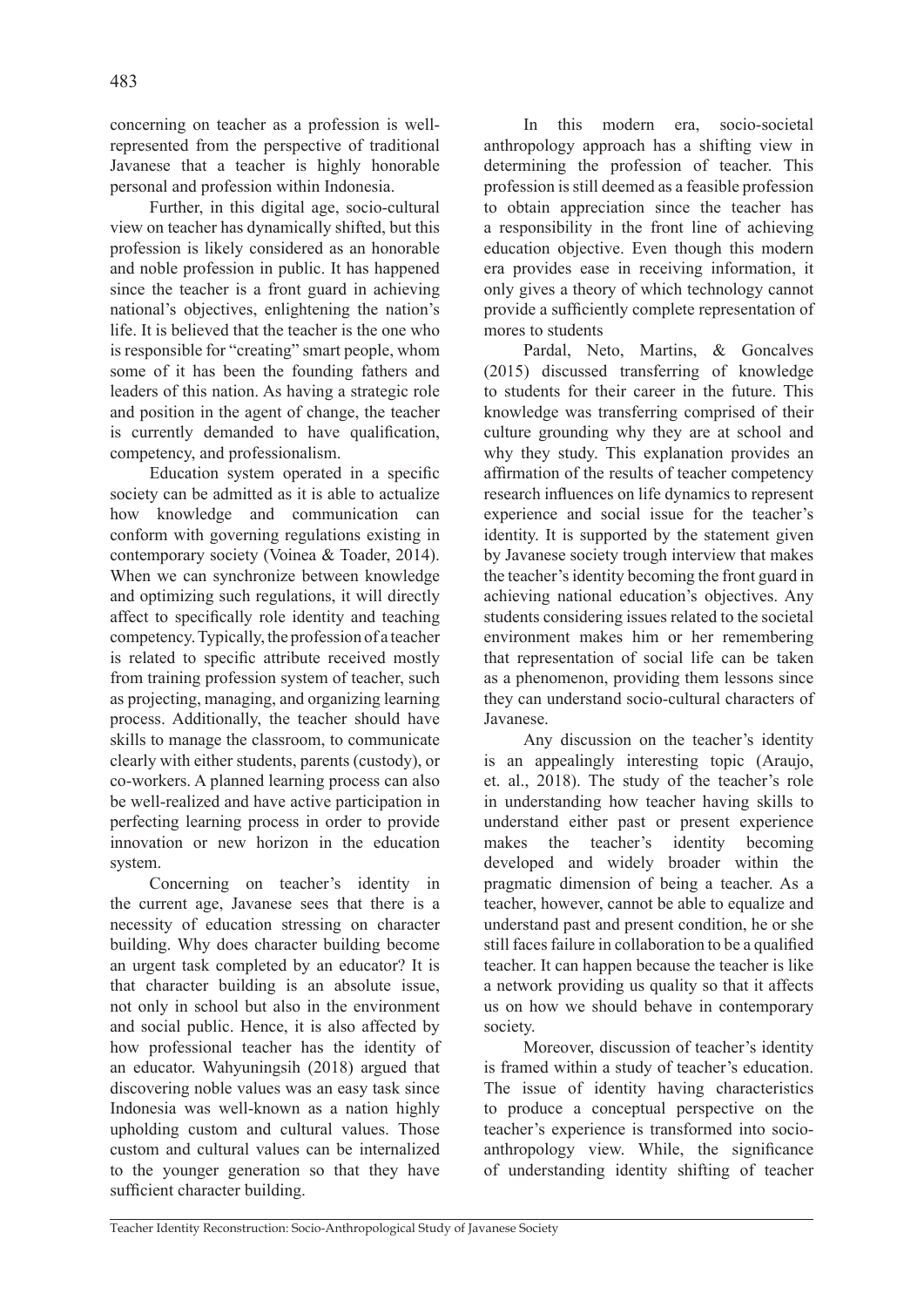concerning on teacher as a profession is well-represented from the perspective of traditional Javanese that a teacher is highly honorable personal and profession within Indonesia.

Further, in this digital age, socio-cultural view on teacher has dynamically shifted, but this profession is likely considered as an honorable and noble profession in public. It has happened since the teacher is a front guard in achieving national's objectives, enlightening the nation's life. It is believed that the teacher is the one who is responsible for "creating" smart people, whom some of it has been the founding fathers and leaders of this nation. As having a strategic role and position in the agent of change, the teacher is currently demanded to have qualification, competency, and professionalism.

Education system operated in a specific society can be admitted as it is able to actualize how knowledge and communication can conform with governing regulations existing in contemporary society (Voinea & Toader, 2014). When we can synchronize between knowledge and optimizing such regulations, it will directly affect to specifically role identity and teaching competency. Typically, the profession of a teacher is related to specific attribute received mostly from training profession system of teacher, such as projecting, managing, and organizing learning process. Additionally, the teacher should have skills to manage the classroom, to communicate clearly with either students, parents (custody), or co-workers. A planned learning process can also be well-realized and have active participation in perfecting learning process in order to provide innovation or new horizon in the education system.

Concerning on teacher's identity in the current age, Javanese sees that there is a necessity of education stressing on character building. Why does character building become an urgent task completed by an educator? It is that character building is an absolute issue, not only in school but also in the environment and social public. Hence, it is also affected by how professional teacher has the identity of an educator. Wahyuningsih (2018) argued that discovering noble values was an easy task since Indonesia was well-known as a nation highly upholding custom and cultural values. Those custom and cultural values can be internalized to the younger generation so that they have sufficient character building.

In this modern era, socio-societal anthropology approach has a shifting view in determining the profession of teacher. This profession is still deemed as a feasible profession to obtain appreciation since the teacher has a responsibility in the front line of achieving education objective. Even though this modern era provides ease in receiving information, it only gives a theory of which technology cannot provide a sufficiently complete representation of mores to students

Pardal, Neto, Martins, & Goncalves (2015) discussed transferring of knowledge to students for their career in the future. This knowledge was transferring comprised of their culture grounding why they are at school and why they study. This explanation provides an affirmation of the results of teacher competency research influences on life dynamics to represent experience and social issue for the teacher's identity. It is supported by the statement given by Javanese society trough interview that makes the teacher's identity becoming the front guard in achieving national education's objectives. Any students considering issues related to the societal environment makes him or her remembering that representation of social life can be taken as a phenomenon, providing them lessons since they can understand socio-cultural characters of Javanese.

Any discussion on the teacher's identity is an appealingly interesting topic (Araujo, et. al., 2018). The study of the teacher's role in understanding how teacher having skills to understand either past or present experience makes the teacher's identity becoming developed and widely broader within the pragmatic dimension of being a teacher. As a teacher, however, cannot be able to equalize and understand past and present condition, he or she still faces failure in collaboration to be a qualified teacher. It can happen because the teacher is like a network providing us quality so that it affects us on how we should behave in contemporary society.

Moreover, discussion of teacher's identity is framed within a study of teacher's education. The issue of identity having characteristics to produce a conceptual perspective on the teacher's experience is transformed into socio-anthropology view. While, the significance of understanding identity shifting of teacher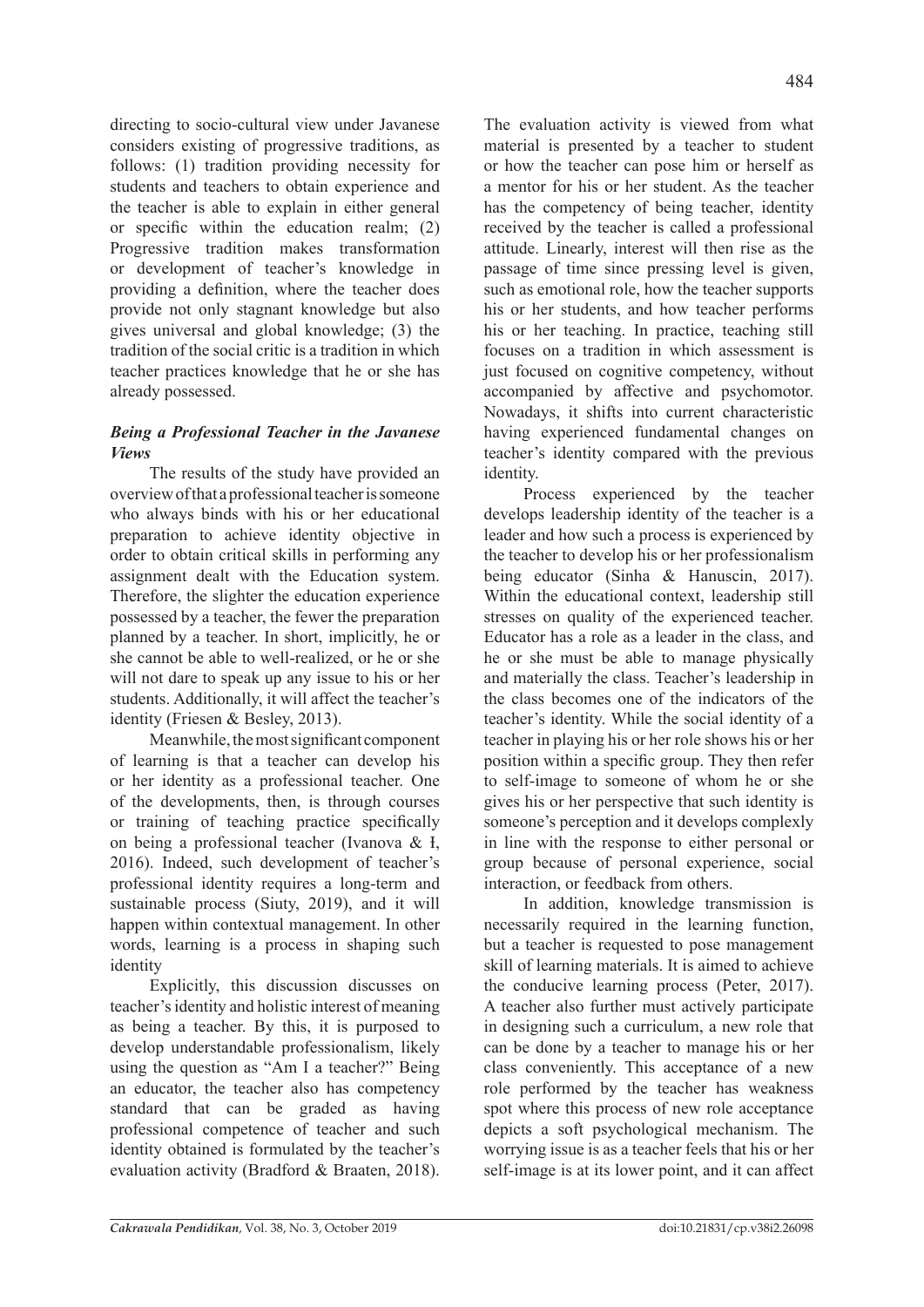directing to socio-cultural view under Javanese considers existing of progressive traditions, as follows: (1) tradition providing necessity for students and teachers to obtain experience and the teacher is able to explain in either general or specific within the education realm; (2) Progressive tradition makes transformation or development of teacher's knowledge in providing a definition, where the teacher does provide not only stagnant knowledge but also gives universal and global knowledge; (3) the tradition of the social critic is a tradition in which teacher practices knowledge that he or she has already possessed.

### *Being a Professional Teacher in the Javanese Views*

The results of the study have provided an overview of that a professional teacher is someone who always binds with his or her educational preparation to achieve identity objective in order to obtain critical skills in performing any assignment dealt with the Education system. Therefore, the slighter the education experience possessed by a teacher, the fewer the preparation planned by a teacher. In short, implicitly, he or she cannot be able to well-realized, or he or she will not dare to speak up any issue to his or her students. Additionally, it will affect the teacher's identity (Friesen & Besley, 2013).

Meanwhile, the most significant component of learning is that a teacher can develop his or her identity as a professional teacher. One of the developments, then, is through courses or training of teaching practice specifically on being a professional teacher (Ivanova & Ł, 2016). Indeed, such development of teacher's professional identity requires a long-term and sustainable process (Siuty, 2019), and it will happen within contextual management. In other words, learning is a process in shaping such identity

Explicitly, this discussion discusses on teacher's identity and holistic interest of meaning as being a teacher. By this, it is purposed to develop understandable professionalism, likely using the question as "Am I a teacher?" Being an educator, the teacher also has competency standard that can be graded as having professional competence of teacher and such identity obtained is formulated by the teacher's evaluation activity (Bradford & Braaten, 2018). The evaluation activity is viewed from what material is presented by a teacher to student or how the teacher can pose him or herself as a mentor for his or her student. As the teacher has the competency of being teacher, identity received by the teacher is called a professional attitude. Linearly, interest will then rise as the passage of time since pressing level is given, such as emotional role, how the teacher supports his or her students, and how teacher performs his or her teaching. In practice, teaching still focuses on a tradition in which assessment is just focused on cognitive competency, without accompanied by affective and psychomotor. Nowadays, it shifts into current characteristic having experienced fundamental changes on teacher's identity compared with the previous identity.

Process experienced by the teacher develops leadership identity of the teacher is a leader and how such a process is experienced by the teacher to develop his or her professionalism being educator (Sinha & Hanuscin, 2017). Within the educational context, leadership still stresses on quality of the experienced teacher. Educator has a role as a leader in the class, and he or she must be able to manage physically and materially the class. Teacher's leadership in the class becomes one of the indicators of the teacher's identity. While the social identity of a teacher in playing his or her role shows his or her position within a specific group. They then refer to self-image to someone of whom he or she gives his or her perspective that such identity is someone's perception and it develops complexly in line with the response to either personal or group because of personal experience, social interaction, or feedback from others.

In addition, knowledge transmission is necessarily required in the learning function, but a teacher is requested to pose management skill of learning materials. It is aimed to achieve the conducive learning process (Peter, 2017). A teacher also further must actively participate in designing such a curriculum, a new role that can be done by a teacher to manage his or her class conveniently. This acceptance of a new role performed by the teacher has weakness spot where this process of new role acceptance depicts a soft psychological mechanism. The worrying issue is as a teacher feels that his or her self-image is at its lower point, and it can affect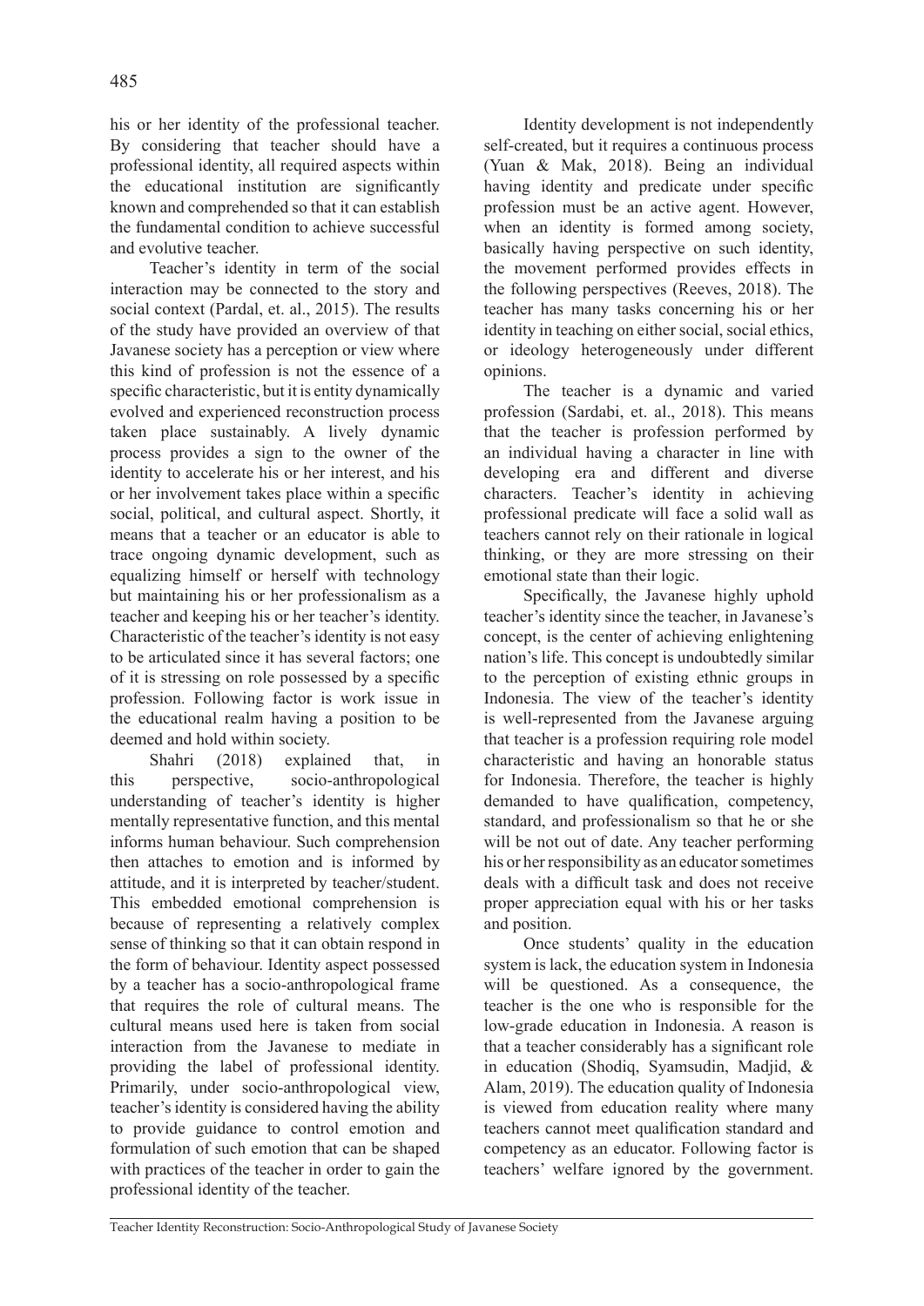his or her identity of the professional teacher. By considering that teacher should have a professional identity, all required aspects within the educational institution are significantly known and comprehended so that it can establish the fundamental condition to achieve successful and evolutive teacher.

Teacher's identity in term of the social interaction may be connected to the story and social context (Pardal, et. al., 2015). The results of the study have provided an overview of that Javanese society has a perception or view where this kind of profession is not the essence of a specific characteristic, but it is entity dynamically evolved and experienced reconstruction process taken place sustainably. A lively dynamic process provides a sign to the owner of the identity to accelerate his or her interest, and his or her involvement takes place within a specific social, political, and cultural aspect. Shortly, it means that a teacher or an educator is able to trace ongoing dynamic development, such as equalizing himself or herself with technology but maintaining his or her professionalism as a teacher and keeping his or her teacher's identity. Characteristic of the teacher's identity is not easy to be articulated since it has several factors; one of it is stressing on role possessed by a specific profession. Following factor is work issue in the educational realm having a position to be deemed and hold within society.

Shahri (2018) explained that, in this perspective, socio-anthropological understanding of teacher's identity is higher mentally representative function, and this mental informs human behaviour. Such comprehension then attaches to emotion and is informed by attitude, and it is interpreted by teacher/student. This embedded emotional comprehension is because of representing a relatively complex sense of thinking so that it can obtain respond in the form of behaviour. Identity aspect possessed by a teacher has a socio-anthropological frame that requires the role of cultural means. The cultural means used here is taken from social interaction from the Javanese to mediate in providing the label of professional identity. Primarily, under socio-anthropological view, teacher's identity is considered having the ability to provide guidance to control emotion and formulation of such emotion that can be shaped with practices of the teacher in order to gain the professional identity of the teacher.

Identity development is not independently self-created, but it requires a continuous process (Yuan & Mak, 2018). Being an individual having identity and predicate under specific profession must be an active agent. However, when an identity is formed among society, basically having perspective on such identity, the movement performed provides effects in the following perspectives (Reeves, 2018). The teacher has many tasks concerning his or her identity in teaching on either social, social ethics, or ideology heterogeneously under different opinions.

The teacher is a dynamic and varied profession (Sardabi, et. al., 2018). This means that the teacher is profession performed by an individual having a character in line with developing era and different and diverse characters. Teacher's identity in achieving professional predicate will face a solid wall as teachers cannot rely on their rationale in logical thinking, or they are more stressing on their emotional state than their logic.

Specifically, the Javanese highly uphold teacher's identity since the teacher, in Javanese's concept, is the center of achieving enlightening nation's life. This concept is undoubtedly similar to the perception of existing ethnic groups in Indonesia. The view of the teacher's identity is well-represented from the Javanese arguing that teacher is a profession requiring role model characteristic and having an honorable status for Indonesia. Therefore, the teacher is highly demanded to have qualification, competency, standard, and professionalism so that he or she will be not out of date. Any teacher performing his or her responsibility as an educator sometimes deals with a difficult task and does not receive proper appreciation equal with his or her tasks and position.

Once students' quality in the education system is lack, the education system in Indonesia will be questioned. As a consequence, the teacher is the one who is responsible for the low-grade education in Indonesia. A reason is that a teacher considerably has a significant role in education (Shodiq, Syamsudin, Madjid, & Alam, 2019). The education quality of Indonesia is viewed from education reality where many teachers cannot meet qualification standard and competency as an educator. Following factor is teachers' welfare ignored by the government.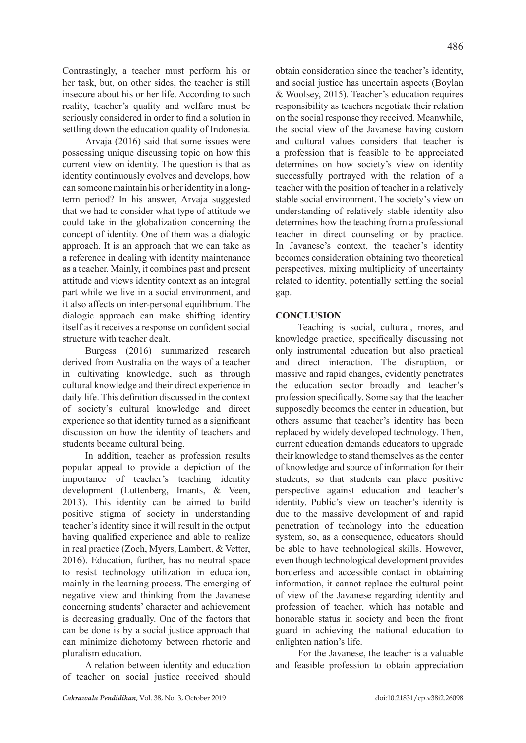Contrastingly, a teacher must perform his or her task, but, on other sides, the teacher is still insecure about his or her life. According to such reality, teacher's quality and welfare must be seriously considered in order to find a solution in settling down the education quality of Indonesia.

Arvaja (2016) said that some issues were possessing unique discussing topic on how this current view on identity. The question is that as identity continuously evolves and develops, how can someone maintain his or her identity in a long-term period? In his answer, Arvaja suggested that we had to consider what type of attitude we could take in the globalization concerning the concept of identity. One of them was a dialogic approach. It is an approach that we can take as a reference in dealing with identity maintenance as a teacher. Mainly, it combines past and present attitude and views identity context as an integral part while we live in a social environment, and it also affects on inter-personal equilibrium. The dialogic approach can make shifting identity itself as it receives a response on confident social structure with teacher dealt.

Burgess (2016) summarized research derived from Australia on the ways of a teacher in cultivating knowledge, such as through cultural knowledge and their direct experience in daily life. This definition discussed in the context of society's cultural knowledge and direct experience so that identity turned as a significant discussion on how the identity of teachers and students became cultural being.

In addition, teacher as profession results popular appeal to provide a depiction of the importance of teacher's teaching identity development (Luttenberg, Imants, & Veen, 2013). This identity can be aimed to build positive stigma of society in understanding teacher's identity since it will result in the output having qualified experience and able to realize in real practice (Zoch, Myers, Lambert, & Vetter, 2016). Education, further, has no neutral space to resist technology utilization in education, mainly in the learning process. The emerging of negative view and thinking from the Javanese concerning students' character and achievement is decreasing gradually. One of the factors that can be done is by a social justice approach that can minimize dichotomy between rhetoric and pluralism education.

A relation between identity and education of teacher on social justice received should obtain consideration since the teacher's identity, and social justice has uncertain aspects (Boylan & Woolsey, 2015). Teacher's education requires responsibility as teachers negotiate their relation on the social response they received. Meanwhile, the social view of the Javanese having custom and cultural values considers that teacher is a profession that is feasible to be appreciated determines on how society's view on identity successfully portrayed with the relation of a teacher with the position of teacher in a relatively stable social environment. The society's view on understanding of relatively stable identity also determines how the teaching from a professional teacher in direct counseling or by practice. In Javanese's context, the teacher's identity becomes consideration obtaining two theoretical perspectives, mixing multiplicity of uncertainty related to identity, potentially settling the social gap.

## CONCLUSION

Teaching is social, cultural, mores, and knowledge practice, specifically discussing not only instrumental education but also practical and direct interaction. The disruption, or massive and rapid changes, evidently penetrates the education sector broadly and teacher's profession specifically. Some say that the teacher supposedly becomes the center in education, but others assume that teacher's identity has been replaced by widely developed technology. Then, current education demands educators to upgrade their knowledge to stand themselves as the center of knowledge and source of information for their students, so that students can place positive perspective against education and teacher's identity. Public's view on teacher's identity is due to the massive development of and rapid penetration of technology into the education system, so, as a consequence, educators should be able to have technological skills. However, even though technological development provides borderless and accessible contact in obtaining information, it cannot replace the cultural point of view of the Javanese regarding identity and profession of teacher, which has notable and honorable status in society and been the front guard in achieving the national education to enlighten nation's life.

For the Javanese, the teacher is a valuable and feasible profession to obtain appreciation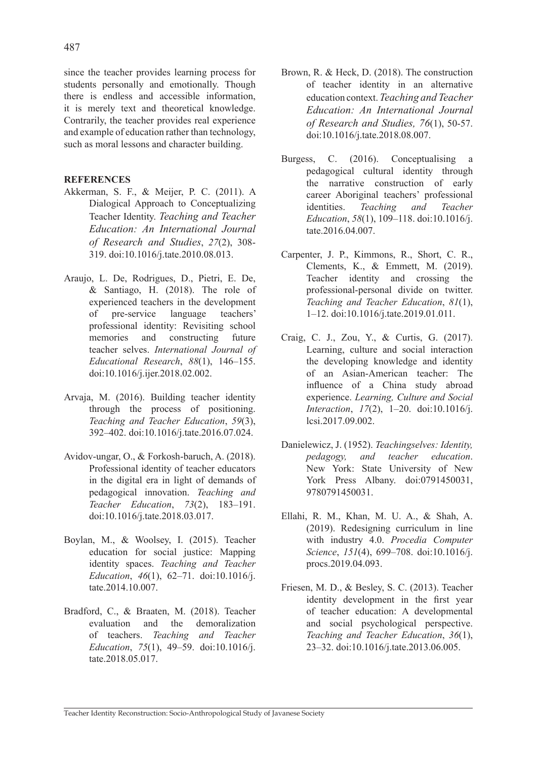since the teacher provides learning process for students personally and emotionally. Though there is endless and accessible information, it is merely text and theoretical knowledge. Contrarily, the teacher provides real experience and example of education rather than technology, such as moral lessons and character building.

## REFERENCES

Akkerman, S. F., & Meijer, P. C. (2011). A Dialogical Approach to Conceptualizing Teacher Identity. *Teaching and Teacher Education: An International Journal of Research and Studies*, *27*(2), 308-319. doi:10.1016/j.tate.2010.08.013.

Araujo, L. De, Rodrigues, D., Pietri, E. De, & Santiago, H. (2018). The role of experienced teachers in the development of pre-service language teachers' professional identity: Revisiting school memories and constructing future teacher selves. *International Journal of Educational Research*, *88*(1), 146–155. doi:10.1016/j.ijer.2018.02.002.

Arvaja, M. (2016). Building teacher identity through the process of positioning. *Teaching and Teacher Education*, *59*(3), 392–402. doi:10.1016/j.tate.2016.07.024.

Avidov-ungar, O., & Forkosh-baruch, A. (2018). Professional identity of teacher educators in the digital era in light of demands of pedagogical innovation. *Teaching and Teacher Education*, *73*(2), 183–191. doi:10.1016/j.tate.2018.03.017.

Boylan, M., & Woolsey, I. (2015). Teacher education for social justice: Mapping identity spaces. *Teaching and Teacher Education*, *46*(1), 62–71. doi:10.1016/j.tate.2014.10.007.

Bradford, C., & Braaten, M. (2018). Teacher evaluation and the demoralization of teachers. *Teaching and Teacher Education*, *75*(1), 49–59. doi:10.1016/j.tate.2018.05.017.

Brown, R. & Heck, D. (2018). The construction of teacher identity in an alternative education context. *Teaching and Teacher Education: An International Journal of Research and Studies, 76*(1), 50-57. doi:10.1016/j.tate.2018.08.007.

Burgess, C. (2016). Conceptualising a pedagogical cultural identity through the narrative construction of early career Aboriginal teachers' professional identities. *Teaching and Teacher Education*, *58*(1), 109–118. doi:10.1016/j.tate.2016.04.007.

Carpenter, J. P., Kimmons, R., Short, C. R., Clements, K., & Emmett, M. (2019). Teacher identity and crossing the professional-personal divide on twitter. *Teaching and Teacher Education*, *81*(1), 1–12. doi:10.1016/j.tate.2019.01.011.

Craig, C. J., Zou, Y., & Curtis, G. (2017). Learning, culture and social interaction the developing knowledge and identity of an Asian-American teacher: The influence of a China study abroad experience. *Learning, Culture and Social Interaction*, *17*(2), 1–20. doi:10.1016/j.lcsi.2017.09.002.

Danielewicz, J. (1952). *Teachingselves: Identity, pedagogy, and teacher education*. New York: State University of New York Press Albany. doi:0791450031, 9780791450031.

Ellahi, R. M., Khan, M. U. A., & Shah, A. (2019). Redesigning curriculum in line with industry 4.0. *Procedia Computer Science*, *151*(4), 699–708. doi:10.1016/j.procs.2019.04.093.

Friesen, M. D., & Besley, S. C. (2013). Teacher identity development in the first year of teacher education: A developmental and social psychological perspective. *Teaching and Teacher Education*, *36*(1), 23–32. doi:10.1016/j.tate.2013.06.005.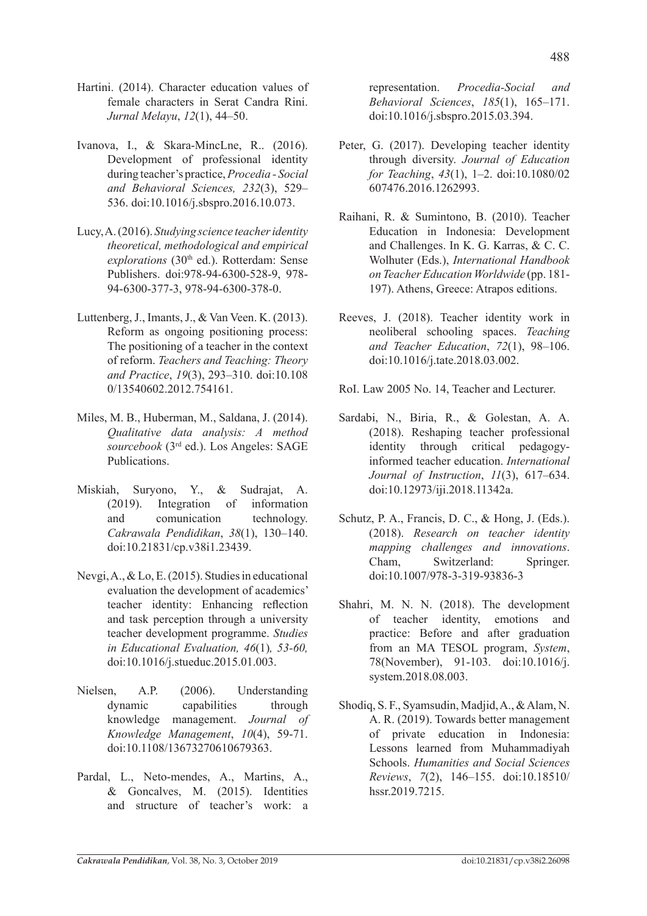Hartini. (2014). Character education values of female characters in Serat Candra Rini. *Jurnal Melayu*, *12*(1), 44–50.

Ivanova, I., & Skara-MincLne, R.. (2016). Development of professional identity during teacher's practice, *Procedia - Social and Behavioral Sciences, 232*(3), 529–536. doi:10.1016/j.sbspro.2016.10.073.

Lucy, A. (2016). *Studying science teacher identity theoretical, methodological and empirical explorations* (30th ed.). Rotterdam: Sense Publishers. doi:978-94-6300-528-9, 978-94-6300-377-3, 978-94-6300-378-0.

Luttenberg, J., Imants, J., & Van Veen. K. (2013). Reform as ongoing positioning process: The positioning of a teacher in the context of reform. *Teachers and Teaching: Theory and Practice*, *19*(3), 293–310. doi:10.1080/13540602.2012.754161.

Miles, M. B., Huberman, M., Saldana, J. (2014). *Qualitative data analysis: A method sourcebook* (3rd ed.). Los Angeles: SAGE Publications.

Miskiah, Suryono, Y., & Sudrajat, A. (2019). Integration of information and comunication technology. *Cakrawala Pendidikan*, *38*(1), 130–140. doi:10.21831/cp.v38i1.23439.

Nevgi, A., & Lo, E. (2015). Studies in educational evaluation the development of academics' teacher identity: Enhancing reflection and task perception through a university teacher development programme. *Studies in Educational Evaluation, 46*(1)*, 53-60,* doi:10.1016/j.stueduc.2015.01.003.

Nielsen, A.P. (2006). Understanding dynamic capabilities through knowledge management. *Journal of Knowledge Management*, *10*(4), 59-71. doi:10.1108/13673270610679363.

Pardal, L., Neto-mendes, A., Martins, A., & Goncalves, M. (2015). Identities and structure of teacher's work: a representation. *Procedia-Social and Behavioral Sciences*, *185*(1), 165–171. doi:10.1016/j.sbspro.2015.03.394.

Peter, G. (2017). Developing teacher identity through diversity. *Journal of Education for Teaching*, *43*(1), 1–2. doi:10.1080/02607476.2016.1262993.

Raihani, R. & Sumintono, B. (2010). Teacher Education in Indonesia: Development and Challenges. In K. G. Karras, & C. C. Wolhuter (Eds.), *International Handbook on Teacher Education Worldwide* (pp. 181-197). Athens, Greece: Atrapos editions.

Reeves, J. (2018). Teacher identity work in neoliberal schooling spaces. *Teaching and Teacher Education*, *72*(1), 98–106. doi:10.1016/j.tate.2018.03.002.

RoI. Law 2005 No. 14, Teacher and Lecturer.

Sardabi, N., Biria, R., & Golestan, A. A. (2018). Reshaping teacher professional identity through critical pedagogy-informed teacher education. *International Journal of Instruction*, *11*(3), 617–634. doi:10.12973/iji.2018.11342a.

Schutz, P. A., Francis, D. C., & Hong, J. (Eds.). (2018). *Research on teacher identity mapping challenges and innovations*. Cham, Switzerland: Springer. doi:10.1007/978-3-319-93836-3

Shahri, M. N. N. (2018). The development of teacher identity, emotions and practice: Before and after graduation from an MA TESOL program, *System*, 78(November), 91-103. doi:10.1016/j.system.2018.08.003.

Shodiq, S. F., Syamsudin, Madjid, A., & Alam, N. A. R. (2019). Towards better management of private education in Indonesia: Lessons learned from Muhammadiyah Schools. *Humanities and Social Sciences Reviews*, *7*(2), 146–155. doi:10.18510/hssr.2019.7215.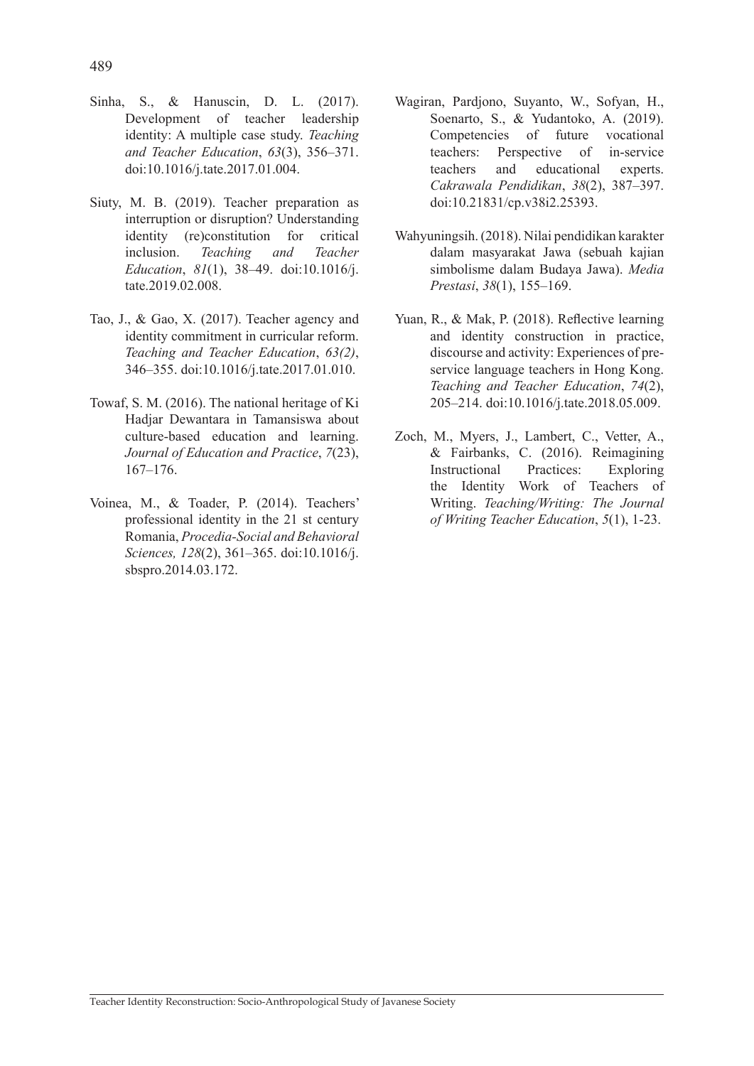Sinha, S., & Hanuscin, D. L. (2017). Development of teacher leadership identity: A multiple case study. *Teaching and Teacher Education*, *63*(3), 356–371. doi:10.1016/j.tate.2017.01.004.

Siuty, M. B. (2019). Teacher preparation as interruption or disruption? Understanding identity (re)constitution for critical inclusion. *Teaching and Teacher Education*, *81*(1), 38–49. doi:10.1016/j.tate.2019.02.008.

Tao, J., & Gao, X. (2017). Teacher agency and identity commitment in curricular reform. *Teaching and Teacher Education*, *63(2)*, 346–355. doi:10.1016/j.tate.2017.01.010.

Towaf, S. M. (2016). The national heritage of Ki Hadjar Dewantara in Tamansiswa about culture-based education and learning. *Journal of Education and Practice*, *7*(23), 167–176.

Voinea, M., & Toader, P. (2014). Teachers' professional identity in the 21 st century Romania, *Procedia-Social and Behavioral Sciences, 128*(2), 361–365. doi:10.1016/j.sbspro.2014.03.172.

Wagiran, Pardjono, Suyanto, W., Sofyan, H., Soenarto, S., & Yudantoko, A. (2019). Competencies of future vocational teachers: Perspective of in-service teachers and educational experts. *Cakrawala Pendidikan*, *38*(2), 387–397. doi:10.21831/cp.v38i2.25393.

Wahyuningsih. (2018). Nilai pendidikan karakter dalam masyarakat Jawa (sebuah kajian simbolisme dalam Budaya Jawa). *Media Prestasi*, *38*(1), 155–169.

Yuan, R., & Mak, P. (2018). Reflective learning and identity construction in practice, discourse and activity: Experiences of pre-service language teachers in Hong Kong. *Teaching and Teacher Education*, *74*(2), 205–214. doi:10.1016/j.tate.2018.05.009.

Zoch, M., Myers, J., Lambert, C., Vetter, A., & Fairbanks, C. (2016). Reimagining Instructional Practices: Exploring the Identity Work of Teachers of Writing. *Teaching/Writing: The Journal of Writing Teacher Education*, *5*(1), 1-23.